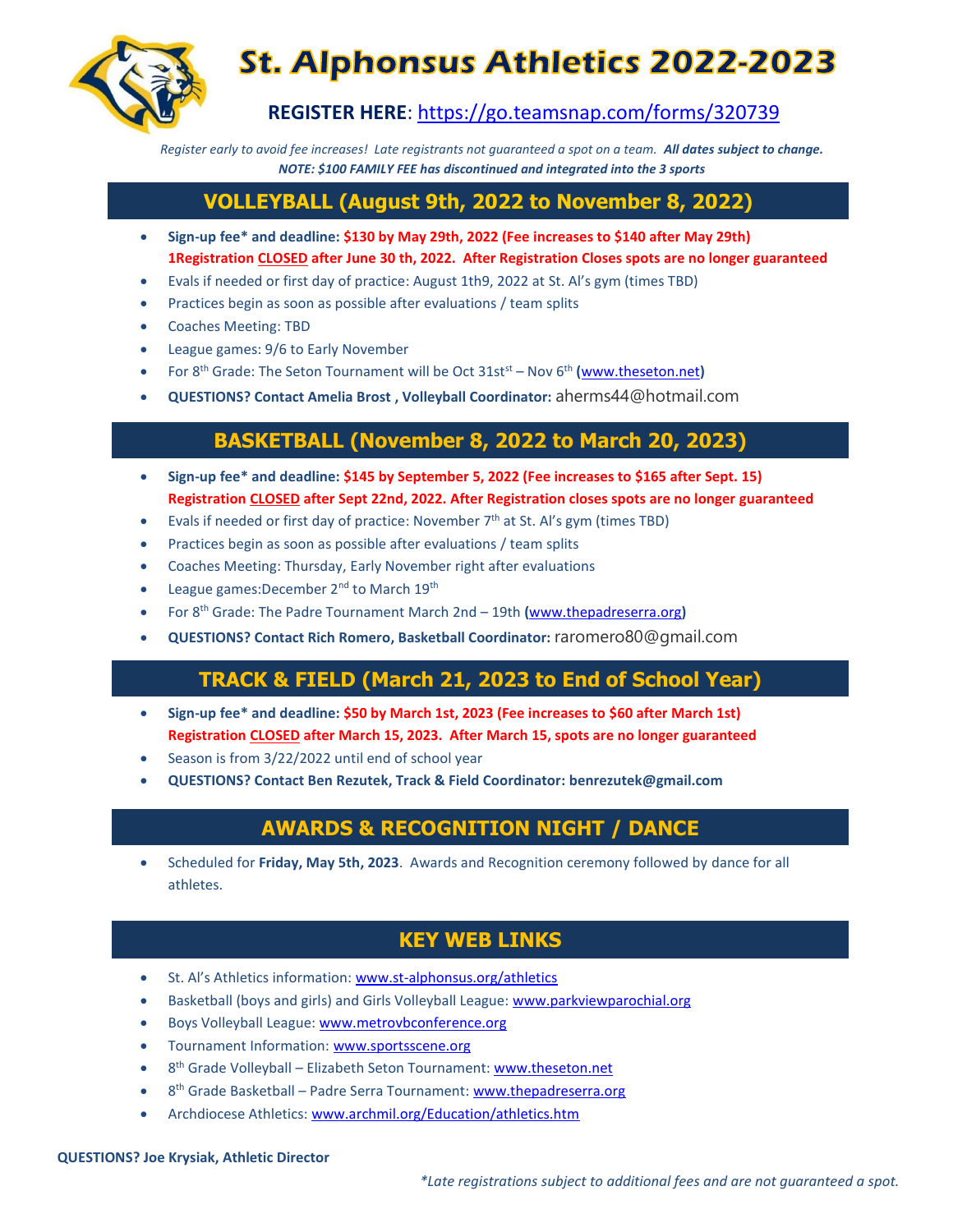# St. Alphonsus Athletics 2022-2023

**REGISTER HERE**: https://go.teamsnap.com/forms/320739

*Register early to avoid fee increases! Late registrants not guaranteed a spot on a team.* ***All dates subject to change.***

***NOTE: $100 FAMILY FEE has discontinued and integrated into the 3 sports***

## VOLLEYBALL (August 9th, 2022 to November 8, 2022)

- **Sign-up fee* and deadline: $130 by May 29th, 2022 (Fee increases to $140 after May 29th)**
  **1Registration CLOSED after June 30 th, 2022. After Registration Closes spots are no longer guaranteed**
- Evals if needed or first day of practice: August 1th9, 2022 at St. Al's gym (times TBD)
- Practices begin as soon as possible after evaluations / team splits
- Coaches Meeting: TBD
- League games: 9/6 to Early November
- For 8th Grade: The Seton Tournament will be Oct 31st st – Nov 6th **(**www.theseton.net**)**
- **QUESTIONS? Contact Amelia Brost , Volleyball Coordinator:** aherms44@hotmail.com

## BASKETBALL (November 8, 2022 to March 20, 2023)

- **Sign-up fee* and deadline: $145 by September 5, 2022 (Fee increases to $165 after Sept. 15)**
  **Registration CLOSED after Sept 22nd, 2022. After Registration closes spots are no longer guaranteed**
- Evals if needed or first day of practice: November 7th at St. Al's gym (times TBD)
- Practices begin as soon as possible after evaluations / team splits
- Coaches Meeting: Thursday, Early November right after evaluations
- League games:December 2nd to March 19th
- For 8th Grade: The Padre Tournament March 2nd – 19th **(**www.thepadreserra.org**)**
- **QUESTIONS? Contact Rich Romero, Basketball Coordinator:** raromero80@gmail.com

## TRACK & FIELD (March 21, 2023 to End of School Year)

- **Sign-up fee* and deadline: $50 by March 1st, 2023 (Fee increases to $60 after March 1st)**
  **Registration CLOSED after March 15, 2023. After March 15, spots are no longer guaranteed**
- Season is from 3/22/2022 until end of school year
- **QUESTIONS? Contact Ben Rezutek, Track & Field Coordinator: benrezutek@gmail.com**

## AWARDS & RECOGNITION NIGHT / DANCE

- Scheduled for **Friday, May 5th, 2023**. Awards and Recognition ceremony followed by dance for all athletes.

## KEY WEB LINKS

- St. Al's Athletics information: www.st-alphonsus.org/athletics
- Basketball (boys and girls) and Girls Volleyball League: www.parkviewparochial.org
- Boys Volleyball League: www.metrovbconference.org
- Tournament Information: www.sportsscene.org
- 8th Grade Volleyball – Elizabeth Seton Tournament: www.theseton.net
- 8th Grade Basketball – Padre Serra Tournament: www.thepadreserra.org
- Archdiocese Athletics: www.archmil.org/Education/athletics.htm

**QUESTIONS? Joe Krysiak, Athletic Director**

*\*Late registrations subject to additional fees and are not guaranteed a spot.*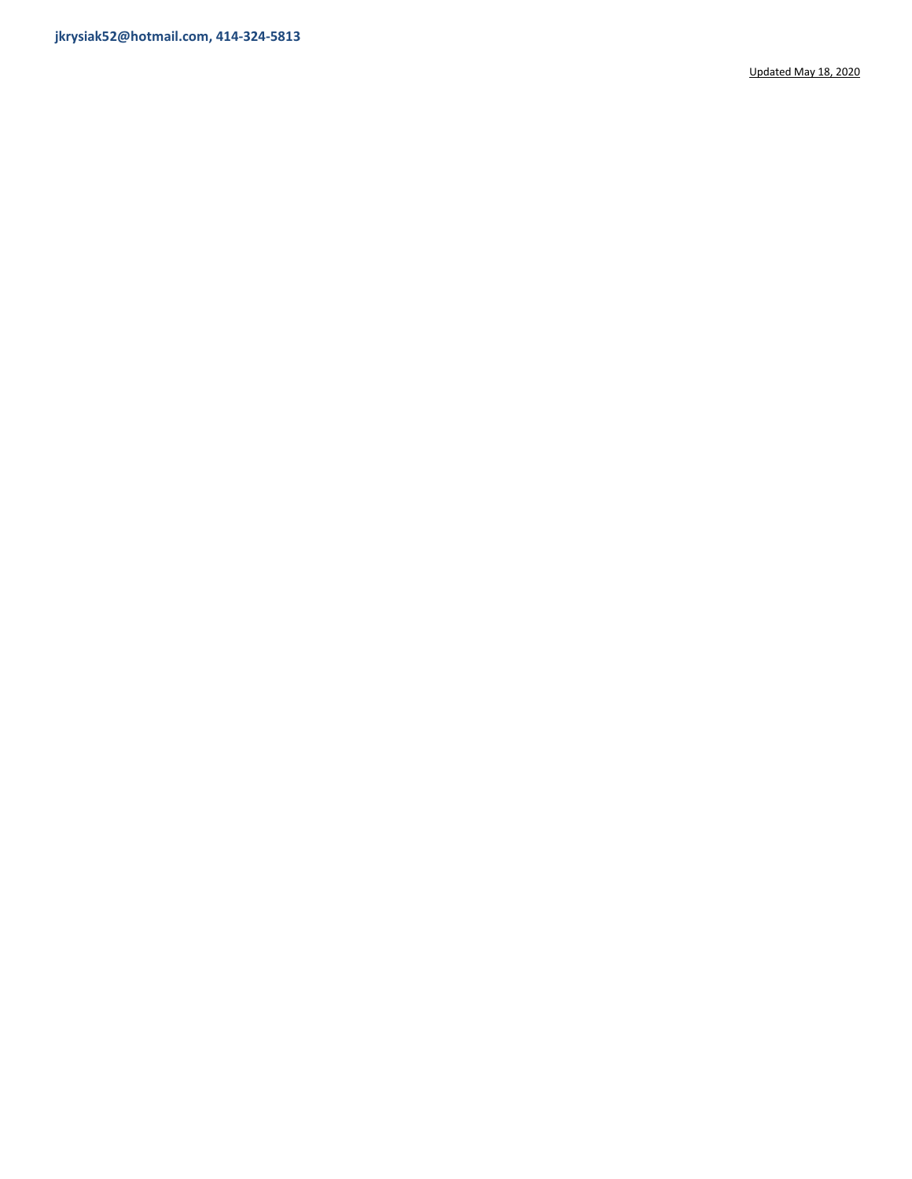**jkrysiak52@hotmail.com, 414-324-5813**

Updated May 18, 2020